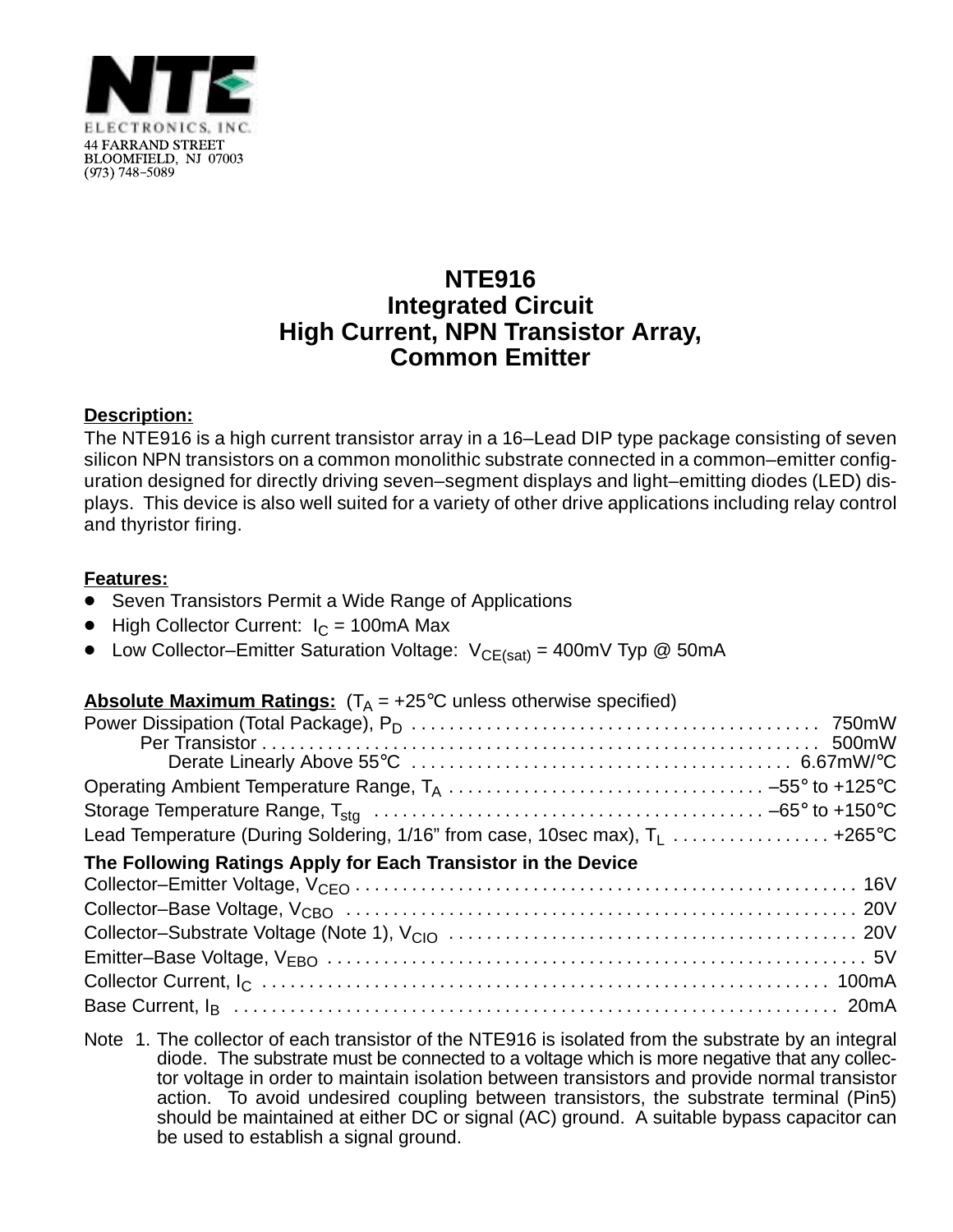NTE ELECTRONICS, INC.
44 FARRAND STREET
BLOOMFIELD, NJ 07003
(973) 748–5089

# NTE916
# Integrated Circuit
# High Current, NPN Transistor Array, Common Emitter

**Description:**

The NTE916 is a high current transistor array in a 16–Lead DIP type package consisting of seven silicon NPN transistors on a common monolithic substrate connected in a common–emitter configuration designed for directly driving seven–segment displays and light–emitting diodes (LED) displays. This device is also well suited for a variety of other drive applications including relay control and thyristor firing.

**Features:**

- Seven Transistors Permit a Wide Range of Applications
- High Collector Current: $I_C$ = 100mA Max
- Low Collector–Emitter Saturation Voltage: $V_{CE(sat)}$ = 400mV Typ @ 50mA

**Absolute Maximum Ratings:** ($T_A$ = +25°C unless otherwise specified)

Power Dissipation (Total Package), $P_D$ . . . . . 750mW
  Per Transistor . . . . . 500mW
    Derate Linearly Above 55°C . . . . . 6.67mW/°C
Operating Ambient Temperature Range, $T_A$ . . . . . –55° to +125°C
Storage Temperature Range, $T_{stg}$ . . . . . –65° to +150°C
Lead Temperature (During Soldering, 1/16" from case, 10sec max), $T_L$ . . . . . +265°C

**The Following Ratings Apply for Each Transistor in the Device**

Collector–Emitter Voltage, $V_{CEO}$ . . . . . 16V
Collector–Base Voltage, $V_{CBO}$ . . . . . 20V
Collector–Substrate Voltage (Note 1), $V_{CIO}$ . . . . . 20V
Emitter–Base Voltage, $V_{EBO}$ . . . . . 5V
Collector Current, $I_C$ . . . . . 100mA
Base Current, $I_B$ . . . . . 20mA

Note 1. The collector of each transistor of the NTE916 is isolated from the substrate by an integral diode. The substrate must be connected to a voltage which is more negative that any collector voltage in order to maintain isolation between transistors and provide normal transistor action. To avoid undesired coupling between transistors, the substrate terminal (Pin5) should be maintained at either DC or signal (AC) ground. A suitable bypass capacitor can be used to establish a signal ground.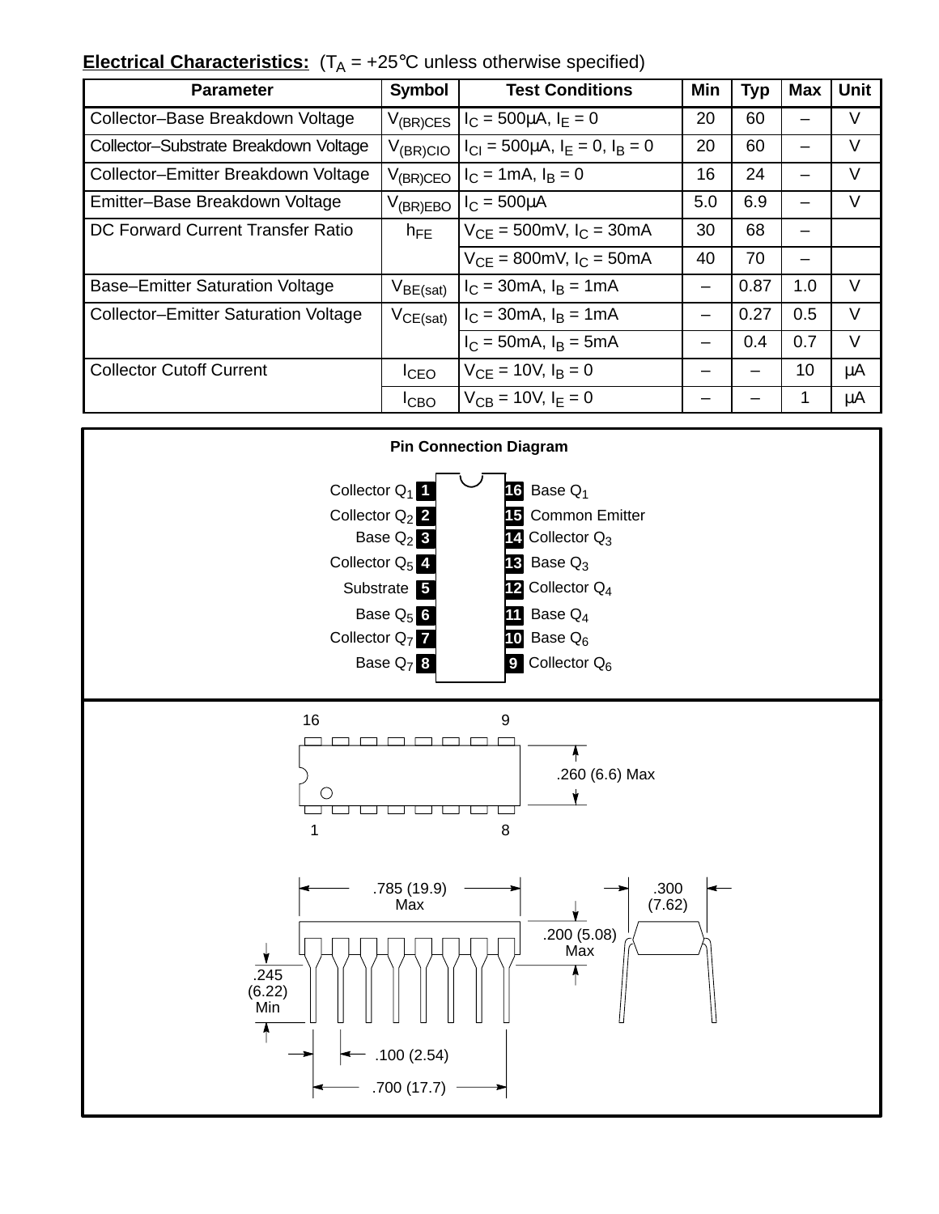**Electrical Characteristics:** ($T_A$ = +25°C unless otherwise specified)

| Parameter | Symbol | Test Conditions | Min | Typ | Max | Unit |
|---|---|---|---|---|---|---|
| Collector–Base Breakdown Voltage | $V_{(BR)CES}$ | $I_C$ = 500μA, $I_E$ = 0 | 20 | 60 | – | V |
| Collector–Substrate Breakdown Voltage | $V_{(BR)CIO}$ | $I_{CI}$ = 500μA, $I_E$ = 0, $I_B$ = 0 | 20 | 60 | – | V |
| Collector–Emitter Breakdown Voltage | $V_{(BR)CEO}$ | $I_C$ = 1mA, $I_B$ = 0 | 16 | 24 | – | V |
| Emitter–Base Breakdown Voltage | $V_{(BR)EBO}$ | $I_C$ = 500μA | 5.0 | 6.9 | – | V |
| DC Forward Current Transfer Ratio | $h_{FE}$ | $V_{CE}$ = 500mV, $I_C$ = 30mA | 30 | 68 | – | |
| | | $V_{CE}$ = 800mV, $I_C$ = 50mA | 40 | 70 | – | |
| Base–Emitter Saturation Voltage | $V_{BE(sat)}$ | $I_C$ = 30mA, $I_B$ = 1mA | – | 0.87 | 1.0 | V |
| Collector–Emitter Saturation Voltage | $V_{CE(sat)}$ | $I_C$ = 30mA, $I_B$ = 1mA | – | 0.27 | 0.5 | V |
| | | $I_C$ = 50mA, $I_B$ = 5mA | – | 0.4 | 0.7 | V |
| Collector Cutoff Current | $I_{CEO}$ | $V_{CE}$ = 10V, $I_B$ = 0 | – | – | 10 | μA |
| | $I_{CBO}$ | $V_{CB}$ = 10V, $I_E$ = 0 | – | – | 1 | μA |

**Pin Connection Diagram**

Collector $Q_1$ 1
Collector $Q_2$ 2
Base $Q_2$ 3
Collector $Q_5$ 4
Substrate 5
Base $Q_5$ 6
Collector $Q_7$ 7
Base $Q_7$ 8
16 Base $Q_1$
15 Common Emitter
14 Collector $Q_3$
13 Base $Q_3$
12 Collector $Q_4$
11 Base $Q_4$
10 Base $Q_6$
9 Collector $Q_6$

16
9
1
8
.260 (6.6) Max
.785 (19.9) Max
.300 (7.62)
.200 (5.08) Max
.245 (6.22) Min
.100 (2.54)
.700 (17.7)